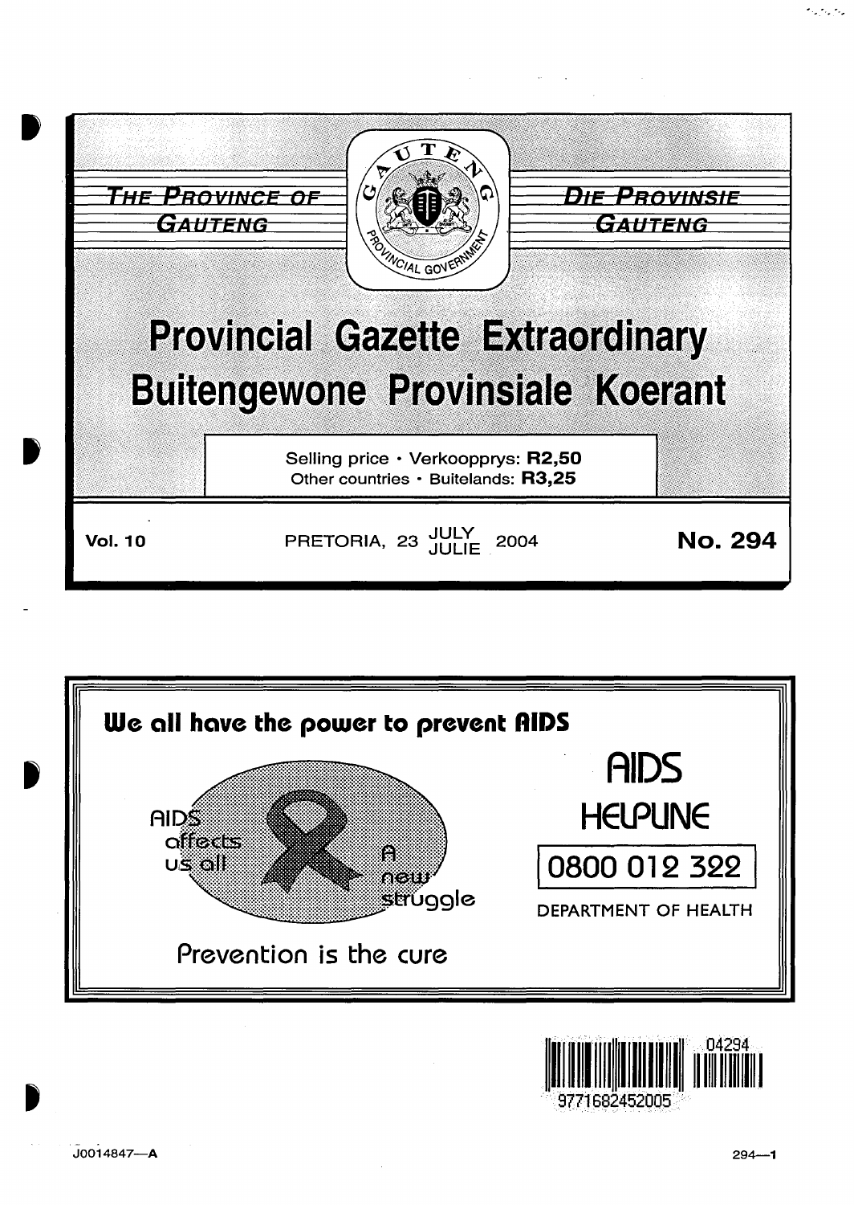THE PROVINCE OF GAUTENG

DIE PROVINSIE GAUTENG

# Provincial Gazette Extraordinary
# Buitengewone Provinsiale Koerant

Selling price • Verkoopprys: **R2,50**
Other countries • Buitelands: **R3,25**

**Vol. 10** PRETORIA, 23 JULY / JULIE 2004 **No. 294**

**We all have the power to prevent AIDS**

AIDS affects us all

A new struggle

Prevention is the cure

AIDS HELPLINE

0800 012 322

DEPARTMENT OF HEALTH

J0014847—A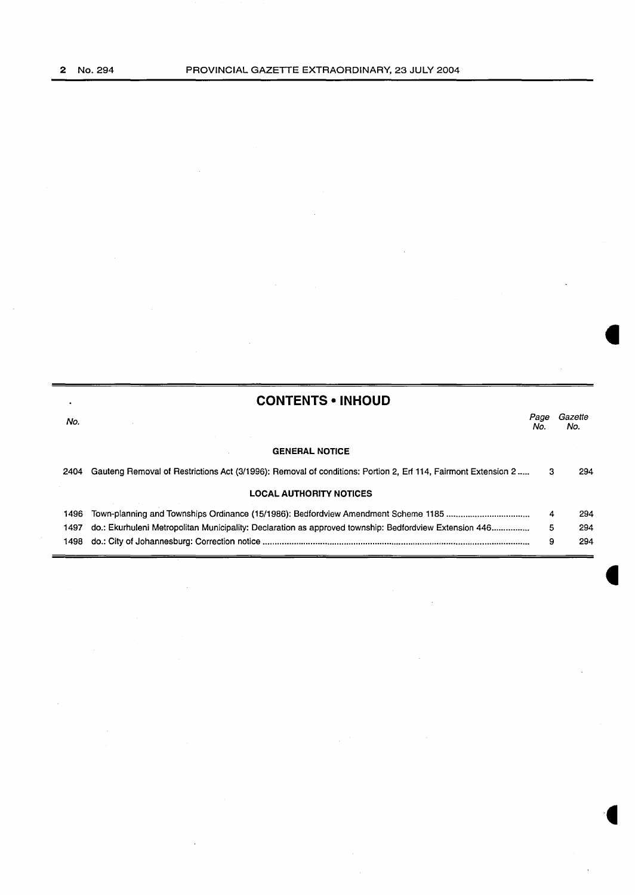## CONTENTS • INHOUD

| No. | | Page No. | Gazette No. |
|---|---|---|---|
| | **GENERAL NOTICE** | | |
| 2404 | Gauteng Removal of Restrictions Act (3/1996): Removal of conditions: Portion 2, Erf 114, Fairmont Extension 2 | 3 | 294 |
| | **LOCAL AUTHORITY NOTICES** | | |
| 1496 | Town-planning and Townships Ordinance (15/1986): Bedfordview Amendment Scheme 1185 | 4 | 294 |
| 1497 | do.: Ekurhuleni Metropolitan Municipality: Declaration as approved township: Bedfordview Extension 446 | 5 | 294 |
| 1498 | do.: City of Johannesburg: Correction notice | 9 | 294 |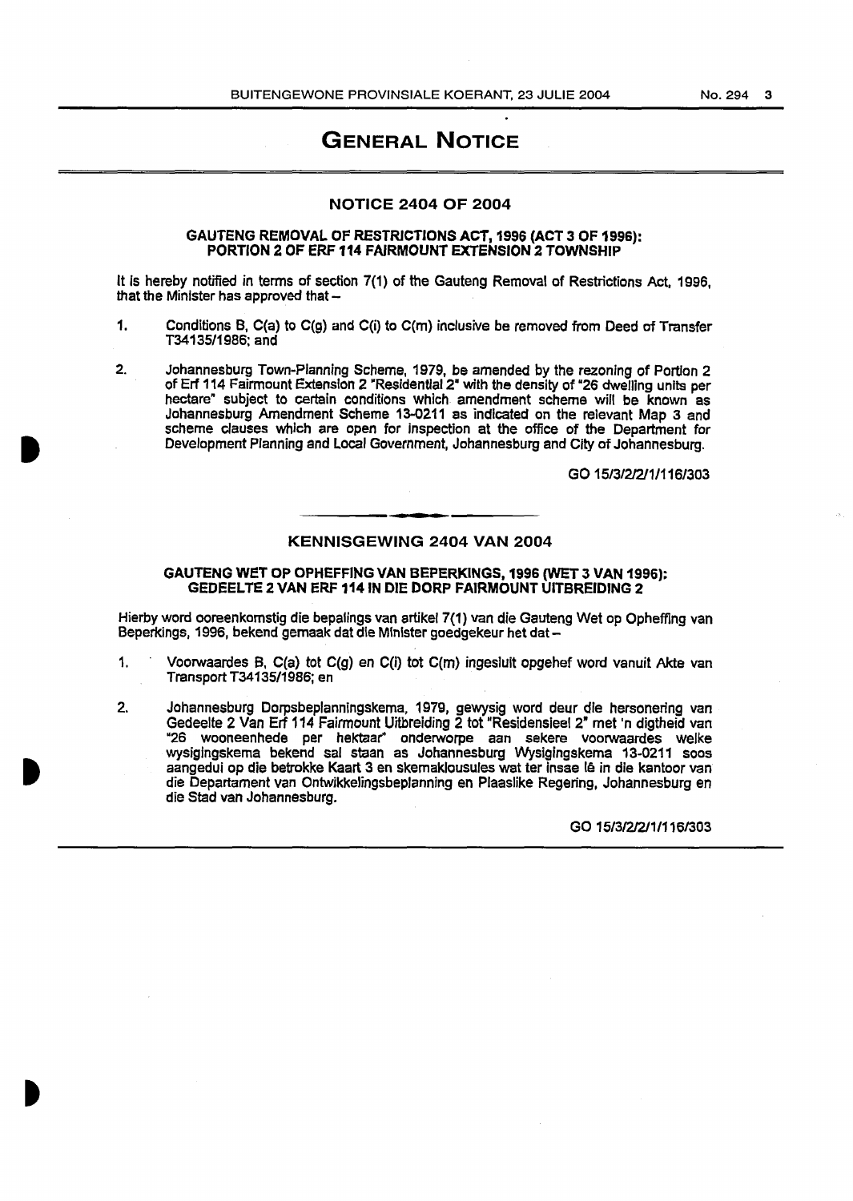# GENERAL NOTICE

## NOTICE 2404 OF 2004

### GAUTENG REMOVAL OF RESTRICTIONS ACT, 1996 (ACT 3 OF 1996): PORTION 2 OF ERF 114 FAIRMOUNT EXTENSION 2 TOWNSHIP

It is hereby notified in terms of section 7(1) of the Gauteng Removal of Restrictions Act, 1996, that the Minister has approved that –

1. Conditions B, C(a) to C(g) and C(i) to C(m) inclusive be removed from Deed of Transfer T34135/1986; and

2. Johannesburg Town-Planning Scheme, 1979, be amended by the rezoning of Portion 2 of Erf 114 Fairmount Extension 2 "Residential 2" with the density of "26 dwelling units per hectare" subject to certain conditions which amendment scheme will be known as Johannesburg Amendment Scheme 13-0211 as indicated on the relevant Map 3 and scheme clauses which are open for inspection at the office of the Department for Development Planning and Local Government, Johannesburg and City of Johannesburg.

GO 15/3/2/2/1/116/303

## KENNISGEWING 2404 VAN 2004

### GAUTENG WET OP OPHEFFING VAN BEPERKINGS, 1996 (WET 3 VAN 1996): GEDEELTE 2 VAN ERF 114 IN DIE DORP FAIRMOUNT UITBREIDING 2

Hierby word ooreenkomstig die bepalings van artikel 7(1) van die Gauteng Wet op Opheffing van Beperkings, 1996, bekend gemaak dat die Minister goedgekeur het dat –

1. Voorwaardes B, C(a) tot C(g) en C(i) tot C(m) ingesluit opgehef word vanuit Akte van Transport T34135/1986; en

2. Johannesburg Dorpsbeplanningskema, 1979, gewysig word deur die hersonering van Gedeelte 2 Van Erf 114 Fairmount Uitbreiding 2 tot "Residensieel 2" met 'n digtheid van "26 wooneenhede per hektaar" onderworpe aan sekere voorwaardes welke wysigingskema bekend sal staan as Johannesburg Wysigingskema 13-0211 soos aangedui op die betrokke Kaart 3 en skemaklousules wat ter insae lê in die kantoor van die Departament van Ontwikkelingsbeplanning en Plaaslike Regering, Johannesburg en die Stad van Johannesburg.

GO 15/3/2/2/1/116/303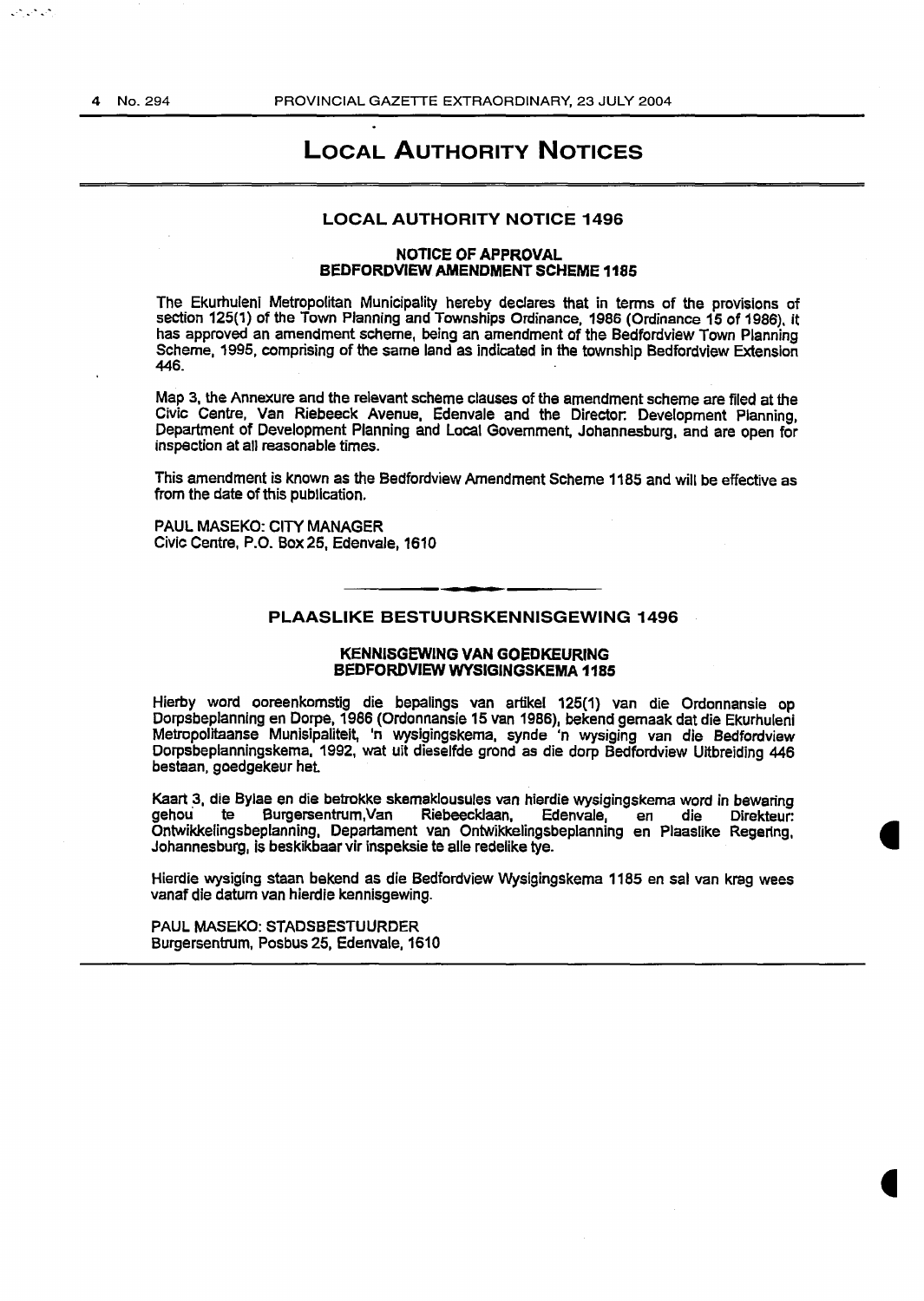# LOCAL AUTHORITY NOTICES

## LOCAL AUTHORITY NOTICE 1496

### NOTICE OF APPROVAL
### BEDFORDVIEW AMENDMENT SCHEME 1185

The Ekurhuleni Metropolitan Municipality hereby declares that in terms of the provisions of section 125(1) of the Town Planning and Townships Ordinance, 1986 (Ordinance 15 of 1986), it has approved an amendment scheme, being an amendment of the Bedfordview Town Planning Scheme, 1995, comprising of the same land as indicated in the township Bedfordview Extension 446.

Map 3, the Annexure and the relevant scheme clauses of the amendment scheme are filed at the Civic Centre, Van Riebeeck Avenue, Edenvale and the Director: Development Planning, Department of Development Planning and Local Government, Johannesburg, and are open for inspection at all reasonable times.

This amendment is known as the Bedfordview Amendment Scheme 1185 and will be effective as from the date of this publication.

PAUL MASEKO: CITY MANAGER
Civic Centre, P.O. Box 25, Edenvale, 1610

---

## PLAASLIKE BESTUURSKENNISGEWING 1496

### KENNISGEWING VAN GOEDKEURING
### BEDFORDVIEW WYSIGINGSKEMA 1185

Hierby word ooreenkomstig die bepalings van artikel 125(1) van die Ordonnansie op Dorpsbeplanning en Dorpe, 1986 (Ordonnansie 15 van 1986), bekend gemaak dat die Ekurhuleni Metropolitaanse Munisipaliteit, 'n wysigingskema, synde 'n wysiging van die Bedfordview Dorpsbeplanningskema, 1992, wat uit dieselfde grond as die dorp Bedfordview Uitbreiding 446 bestaan, goedgekeur het.

Kaart 3, die Bylae en die betrokke skemaklousules van hierdie wysigingskema word in bewaring gehou te Burgersentrum,Van Riebeecklaan, Edenvale, en die Direkteur: Ontwikkelingsbeplanning, Departament van Ontwikkelingsbeplanning en Plaaslike Regering, Johannesburg, is beskikbaar vir inspeksie te alle redelike tye.

Hierdie wysiging staan bekend as die Bedfordview Wysigingskema 1185 en sal van krag wees vanaf die datum van hierdie kennisgewing.

PAUL MASEKO: STADSBESTUURDER
Burgersentrum, Posbus 25, Edenvale, 1610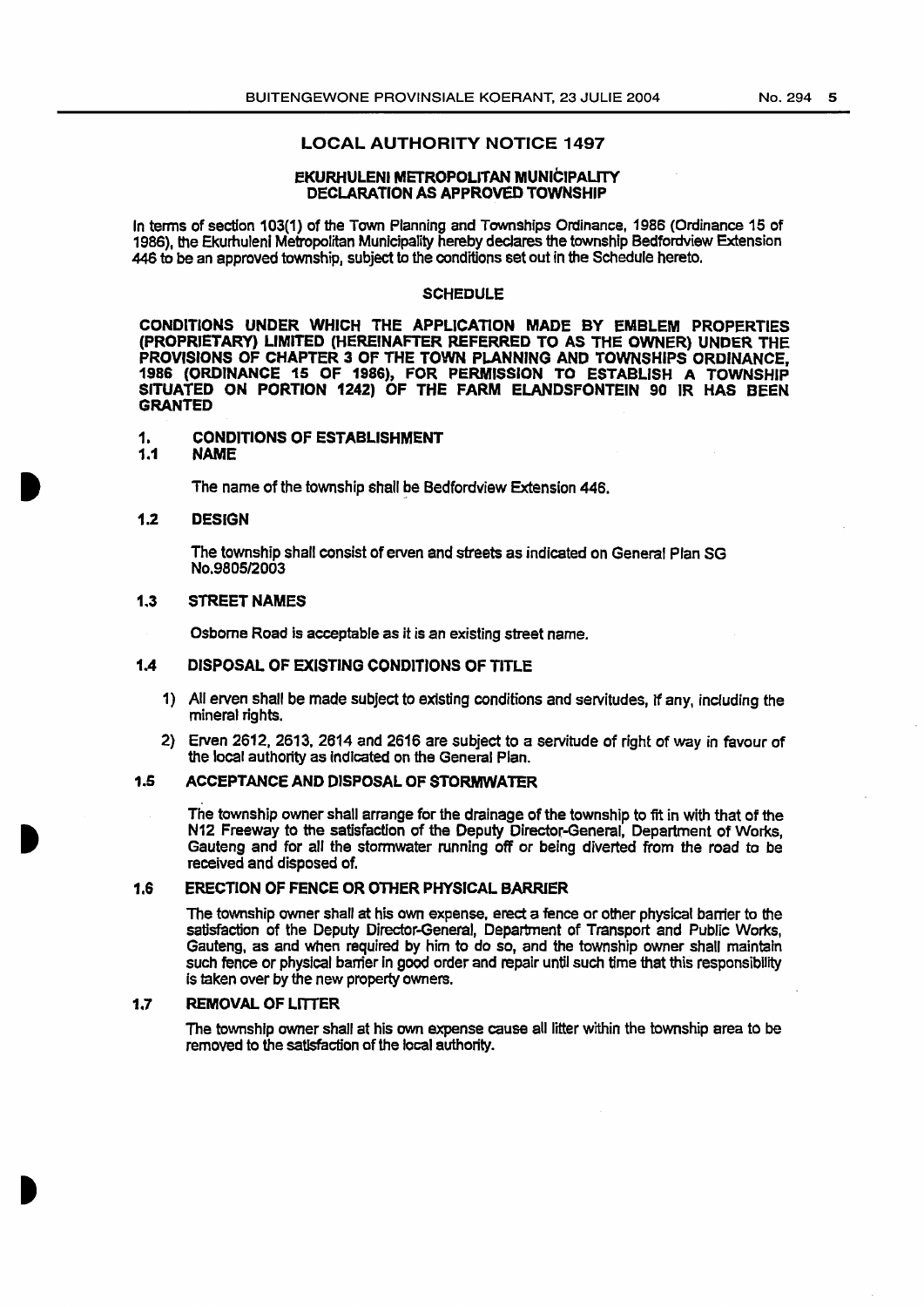## LOCAL AUTHORITY NOTICE 1497

### EKURHULENI METROPOLITAN MUNICIPALITY
### DECLARATION AS APPROVED TOWNSHIP

In terms of section 103(1) of the Town Planning and Townships Ordinance, 1986 (Ordinance 15 of 1986), the Ekurhuleni Metropolitan Municipality hereby declares the township Bedfordview Extension 446 to be an approved township, subject to the conditions set out in the Schedule hereto.

### SCHEDULE

**CONDITIONS UNDER WHICH THE APPLICATION MADE BY EMBLEM PROPERTIES (PROPRIETARY) LIMITED (HEREINAFTER REFERRED TO AS THE OWNER) UNDER THE PROVISIONS OF CHAPTER 3 OF THE TOWN PLANNING AND TOWNSHIPS ORDINANCE, 1986 (ORDINANCE 15 OF 1986), FOR PERMISSION TO ESTABLISH A TOWNSHIP SITUATED ON PORTION 1242) OF THE FARM ELANDSFONTEIN 90 IR HAS BEEN GRANTED**

**1. CONDITIONS OF ESTABLISHMENT**

**1.1 NAME**

The name of the township shall be Bedfordview Extension 446.

**1.2 DESIGN**

The township shall consist of erven and streets as indicated on General Plan SG No.9805/2003

**1.3 STREET NAMES**

Osborne Road is acceptable as it is an existing street name.

**1.4 DISPOSAL OF EXISTING CONDITIONS OF TITLE**

1) All erven shall be made subject to existing conditions and servitudes, if any, including the mineral rights.
2) Erven 2612, 2613, 2614 and 2616 are subject to a servitude of right of way in favour of the local authority as indicated on the General Plan.

**1.5 ACCEPTANCE AND DISPOSAL OF STORMWATER**

The township owner shall arrange for the drainage of the township to fit in with that of the N12 Freeway to the satisfaction of the Deputy Director-General, Department of Works, Gauteng and for all the stormwater running off or being diverted from the road to be received and disposed of.

**1.6 ERECTION OF FENCE OR OTHER PHYSICAL BARRIER**

The township owner shall at his own expense, erect a fence or other physical barrier to the satisfaction of the Deputy Director-General, Department of Transport and Public Works, Gauteng, as and when required by him to do so, and the township owner shall maintain such fence or physical barrier in good order and repair until such time that this responsibility is taken over by the new property owners.

**1.7 REMOVAL OF LITTER**

The township owner shall at his own expense cause all litter within the township area to be removed to the satisfaction of the local authority.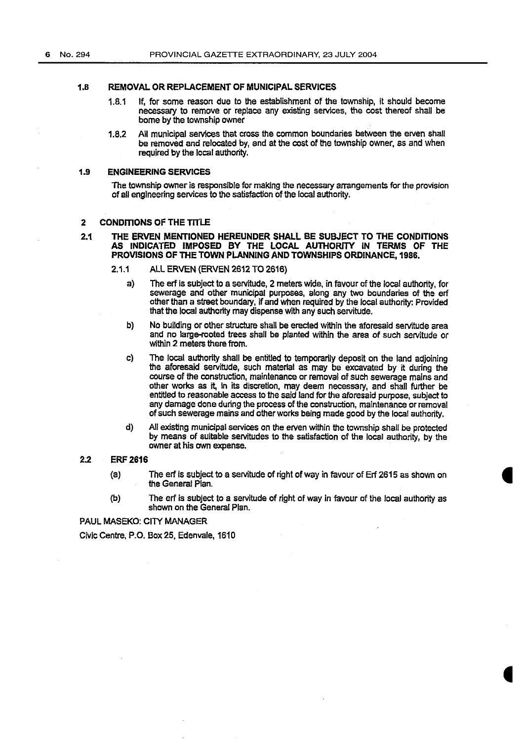### 1.8 REMOVAL OR REPLACEMENT OF MUNICIPAL SERVICES

1.8.1 If, for some reason due to the establishment of the township, it should become necessary to remove or replace any existing services, the cost thereof shall be borne by the township owner

1.8.2 All municipal services that cross the common boundaries between the erven shall be removed and relocated by, and at the cost of the township owner, as and when required by the local authority.

### 1.9 ENGINEERING SERVICES

The township owner is responsible for making the necessary arrangements for the provision of all engineering services to the satisfaction of the local authority.

## 2 CONDITIONS OF THE TITLE

### 2.1 THE ERVEN MENTIONED HEREUNDER SHALL BE SUBJECT TO THE CONDITIONS AS INDICATED IMPOSED BY THE LOCAL AUTHORITY IN TERMS OF THE PROVISIONS OF THE TOWN PLANNING AND TOWNSHIPS ORDINANCE, 1986.

2.1.1 ALL ERVEN (ERVEN 2612 TO 2616)

a) The erf is subject to a servitude, 2 meters wide, in favour of the local authority, for sewerage and other municipal purposes, along any two boundaries of the erf other than a street boundary, if and when required by the local authority: Provided that the local authority may dispense with any such servitude.

b) No building or other structure shall be erected within the aforesaid servitude area and no large-rooted trees shall be planted within the area of such servitude or within 2 meters there from.

c) The local authority shall be entitled to temporarily deposit on the land adjoining the aforesaid servitude, such material as may be excavated by it during the course of the construction, maintenance or removal of such sewerage mains and other works as it, in its discretion, may deem necessary, and shall further be entitled to reasonable access to the said land for the aforesaid purpose, subject to any damage done during the process of the construction, maintenance or removal of such sewerage mains and other works being made good by the local authority.

d) All existing municipal services on the erven within the township shall be protected by means of suitable servitudes to the satisfaction of the local authority, by the owner at his own expense.

### 2.2 ERF 2616

(a) The erf is subject to a servitude of right of way in favour of Erf 2615 as shown on the General Plan.

(b) The erf is subject to a servitude of right of way in favour of the local authority as shown on the General Plan.

PAUL MASEKO: CITY MANAGER

Civic Centre, P.O. Box 25, Edenvale, 1610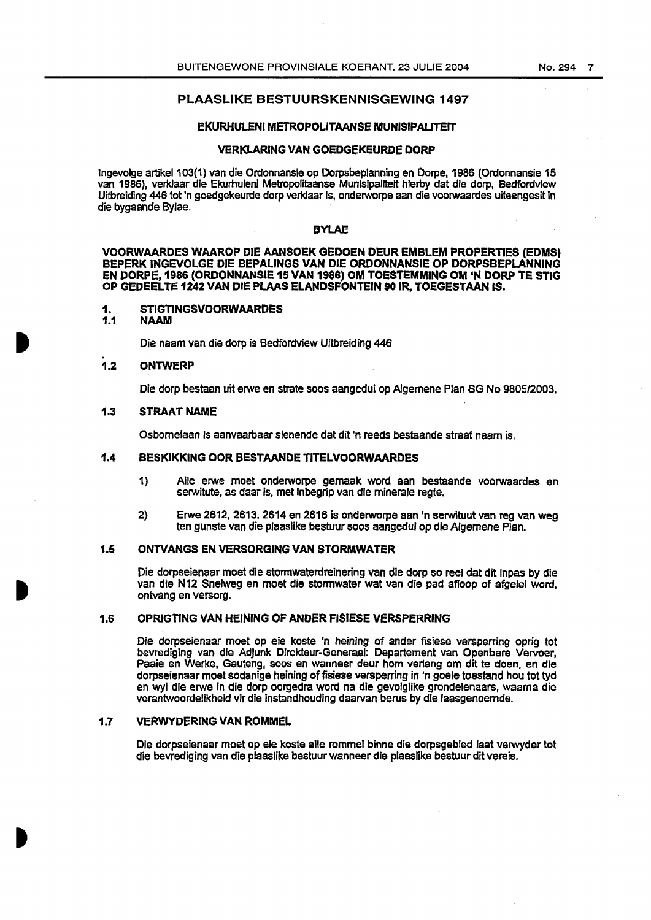## PLAASLIKE BESTUURSKENNISGEWING 1497

### EKURHULENI METROPOLITAANSE MUNISIPALITEIT

### VERKLARING VAN GOEDGEKEURDE DORP

Ingevolge artikel 103(1) van die Ordonnansie op Dorpsbeplanning en Dorpe, 1986 (Ordonnansie 15 van 1986), verklaar die Ekurhuleni Metropolitaanse Munisipaliteit hierby dat die dorp, Bedfordview Uitbreiding 446 tot 'n goedgekeurde dorp verklaar is, onderworpe aan die voorwaardes uiteengesit in die bygaande Bylae.

### BYLAE

**VOORWAARDES WAAROP DIE AANSOEK GEDOEN DEUR EMBLEM PROPERTIES (EDMS) BEPERK INGEVOLGE DIE BEPALINGS VAN DIE ORDONNANSIE OP DORPSBEPLANNING EN DORPE, 1986 (ORDONNANSIE 15 VAN 1986) OM TOESTEMMING OM 'N DORP TE STIG OP GEDEELTE 1242 VAN DIE PLAAS ELANDSFONTEIN 90 IR, TOEGESTAAN IS.**

**1. STIGTINGSVOORWAARDES**

**1.1 NAAM**

Die naam van die dorp is Bedfordview Uitbreiding 446

**1.2 ONTWERP**

Die dorp bestaan uit erwe en strate soos aangedui op Algemene Plan SG No 9805/2003.

**1.3 STRAAT NAME**

Osbornelaan is aanvaarbaar sienende dat dit 'n reeds bestaande straat naam is.

**1.4 BESKIKKING OOR BESTAANDE TITELVOORWAARDES**

1) Alle erwe moet onderworpe gemaak word aan bestaande voorwaardes en serwitute, as daar is, met inbegrip van die minerale regte.

2) Erwe 2612, 2613, 2614 en 2616 is onderworpe aan 'n serwituut van reg van weg ten gunste van die plaaslike bestuur soos aangedui op die Algemene Plan.

**1.5 ONTVANGS EN VERSORGING VAN STORMWATER**

Die dorpseienaar moet die stormwaterdreinering van die dorp so reel dat dit inpas by die van die N12 Snelweg en moet die stormwater wat van die pad afloop of afgelei word, ontvang en versorg.

**1.6 OPRIGTING VAN HEINING OF ANDER FISIESE VERSPERRING**

Die dorpseienaar moet op eie koste 'n heining of ander fisiese versperring oprig tot bevrediging van die Adjunk Direkteur-Generaal: Departement van Openbare Vervoer, Paaie en Werke, Gauteng, soos en wanneer deur hom verlang om dit te doen, en die dorpseienaar moet sodanige heining of fisiese versperring in 'n goeie toestand hou tot tyd en wyl die erwe in die dorp oorgedra word na die gevolglike grondeienaars, waarna die verantwoordelikheid vir die instandhouding daarvan berus by die laasgenoemde.

**1.7 VERWYDERING VAN ROMMEL**

Die dorpseienaar moet op eie koste alle rommel binne die dorpsgebied laat verwyder tot die bevrediging van die plaaslike bestuur wanneer die plaaslike bestuur dit vereis.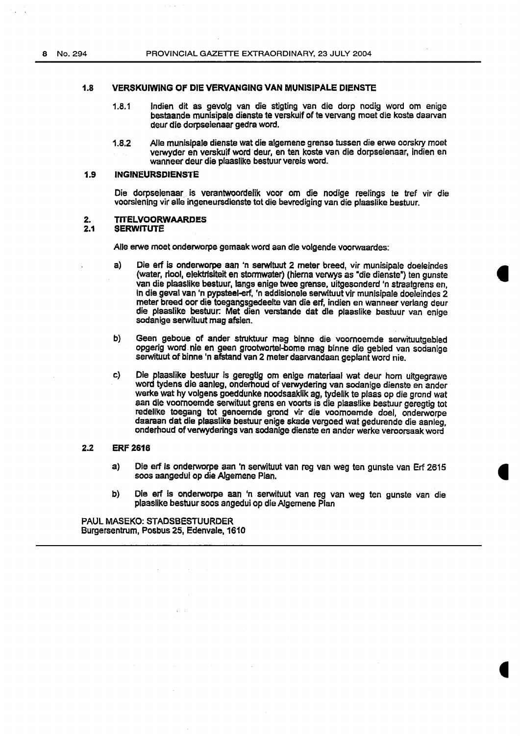### 1.8 VERSKUIWING OF DIE VERVANGING VAN MUNISIPALE DIENSTE

1.8.1 Indien dit as gevolg van die stigting van die dorp nodig word om enige bestaande munisipale dienste te verskuif of te vervang moet die koste daarvan deur die dorpseienaar gedra word.

1.8.2 Alle munisipale dienste wat die algemene grense tussen die erwe oorskry moet verwyder en verskuif word deur, en ten koste van die dorpseienaar, indien en wanneer deur die plaaslike bestuur vereis word.

### 1.9 INGINEURSDIENSTE

Die dorpseienaar is verantwoordelik voor om die nodige reelings te tref vir die voorsiening vir alle ingeneursdienste tot die bevrediging van die plaaslike bestuur.

## 2. TITELVOORWAARDES

### 2.1 SERWITUTE

Alle erwe moet onderworpe gemaak word aan die volgende voorwaardes:

a) Die erf is onderworpe aan 'n serwituut 2 meter breed, vir munisipale doeleindes (water, riool, elektrisiteit en stormwater) (hierna verwys as "die dienste") ten gunste van die plaaslike bestuur, langs enige twee grense, uitgesonderd 'n straatgrens en, in die geval van 'n pypsteel-erf, 'n addisionele serwituut vir munisipale doeleindes 2 meter breed oor die toegangsgedeelte van die erf, indien en wanneer verlang deur die plaaslike bestuur: Met dien verstande dat die plaaslike bestuur van enige sodanige serwituut mag afsien.

b) Geen geboue of ander struktuur mag binne die voornoemde serwituutgebied opgerig word nie en geen grootwortel-bome mag binne die gebied van sodanige serwituut of binne 'n afstand van 2 meter daarvandaan geplant word nie.

c) Die plaaslike bestuur is geregtig om enige materiaal wat deur hom uitgegrawe word tydens die aanleg, onderhoud of verwydering van sodanige dienste en ander werke wat hy volgens goeddunke noodsaaklik ag, tydelik te plaas op die grond wat aan die voornoemde serwituut grens en voorts is die plaaslike bestuur geregtig tot redelike toegang tot genoemde grond vir die voornoemde doel, onderworpe daaraan dat die plaaslike bestuur enige skade vergoed wat gedurende die aanleg, onderhoud of verwyderings van sodanige dienste en ander werke veroorsaak word

### 2.2 ERF 2616

a) Die erf is onderworpe aan 'n serwituut van reg van weg ten gunste van Erf 2615 soos aangedui op die Algemene Plan.

b) Die erf is onderworpe aan 'n serwituut van reg van weg ten gunste van die plaaslike bestuur soos angedui op die Algemene Plan

PAUL MASEKO: STADSBESTUURDER
Burgersentrum, Posbus 25, Edenvale, 1610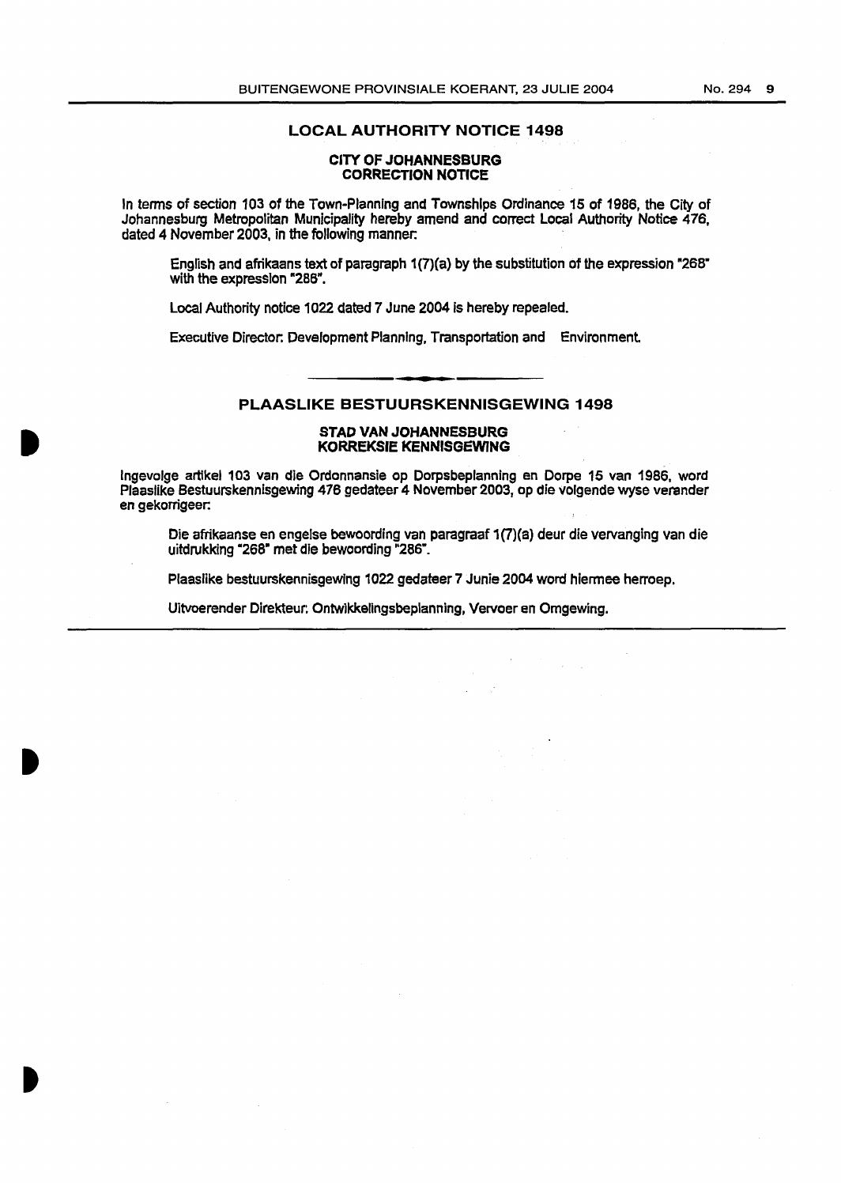## LOCAL AUTHORITY NOTICE 1498

### CITY OF JOHANNESBURG
### CORRECTION NOTICE

In terms of section 103 of the Town-Planning and Townships Ordinance 15 of 1986, the City of Johannesburg Metropolitan Municipality hereby amend and correct Local Authority Notice 476, dated 4 November 2003, in the following manner:

English and afrikaans text of paragraph 1(7)(a) by the substitution of the expression "268" with the expression "286".

Local Authority notice 1022 dated 7 June 2004 is hereby repealed.

Executive Director: Development Planning, Transportation and Environment.

---

## PLAASLIKE BESTUURSKENNISGEWING 1498

### STAD VAN JOHANNESBURG
### KORREKSIE KENNISGEWING

Ingevolge artikel 103 van die Ordonnansie op Dorpsbeplanning en Dorpe 15 van 1986, word Plaaslike Bestuurskennisgewing 476 gedateer 4 November 2003, op die volgende wyse verander en gekorrigeer:

Die afrikaanse en engelse bewoording van paragraaf 1(7)(a) deur die vervanging van die uitdrukking "268" met die bewoording "286".

Plaaslike bestuurskennisgewing 1022 gedateer 7 Junie 2004 word hiermee herroep.

Uitvoerender Direkteur: Ontwikkelingsbeplanning, Vervoer en Omgewing.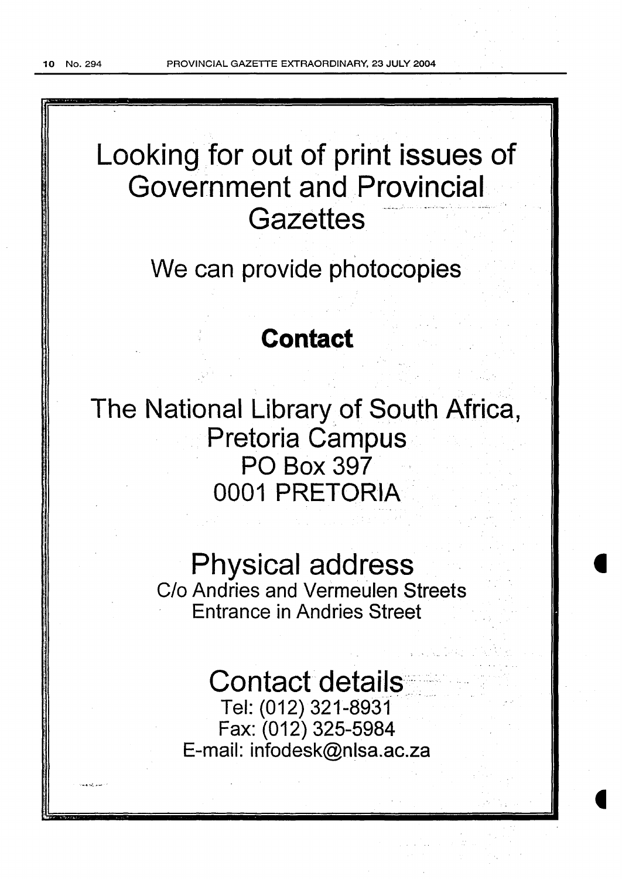# Looking for out of print issues of Government and Provincial Gazettes

## We can provide photocopies

## **Contact**

## The National Library of South Africa, Pretoria Campus
PO Box 397
0001 PRETORIA

## Physical address
C/o Andries and Vermeulen Streets
Entrance in Andries Street

## Contact details
Tel: (012) 321-8931
Fax: (012) 325-5984
E-mail: infodesk@nlsa.ac.za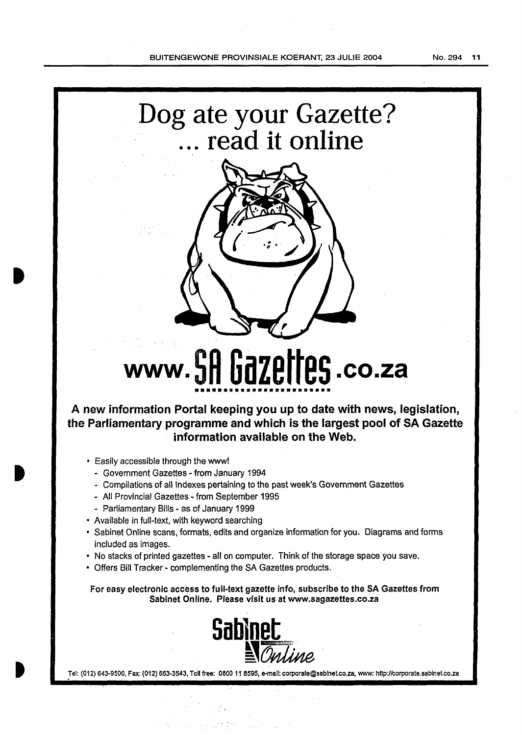# Dog ate your Gazette?
# ... read it online

## www.SA Gazettes.co.za

**A new information Portal keeping you up to date with news, legislation, the Parliamentary programme and which is the largest pool of SA Gazette information available on the Web.**

- Easily accessible through the www!
  - Government Gazettes - from January 1994
  - Compilations of all Indexes pertaining to the past week's Government Gazettes
  - All Provincial Gazettes - from September 1995
  - Parliamentary Bills - as of January 1999
- Available in full-text, with keyword searching
- Sabinet Online scans, formats, edits and organize information for you. Diagrams and forms included as images.
- No stacks of printed gazettes - all on computer. Think of the storage space you save.
- Offers Bill Tracker - complementing the SA Gazettes products.

**For easy electronic access to full-text gazette info, subscribe to the SA Gazettes from Sabinet Online. Please visit us at www.sagazettes.co.za**

Sabinet Online

Tel: (012) 643-9500, Fax: (012) 663-3543, Toll free: 0800 11 8595, e-mail: corporate@sabinet.co.za, www: http://corporate.sabinet.co.za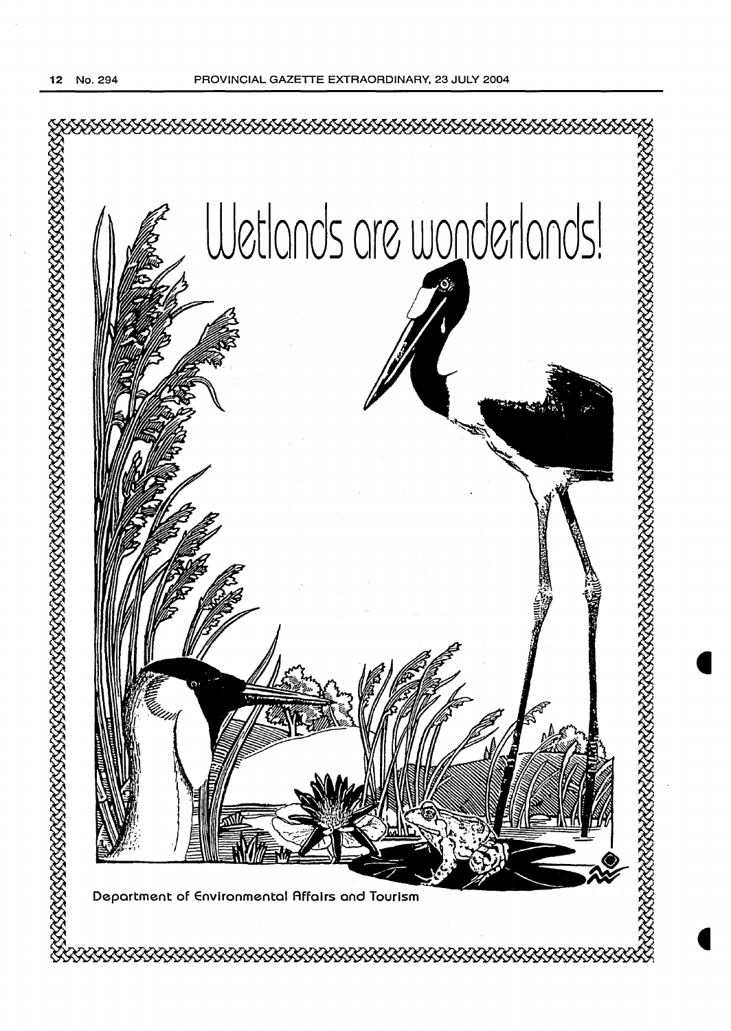Wetlands are wonderlands!

Department of Environmental Affairs and Tourism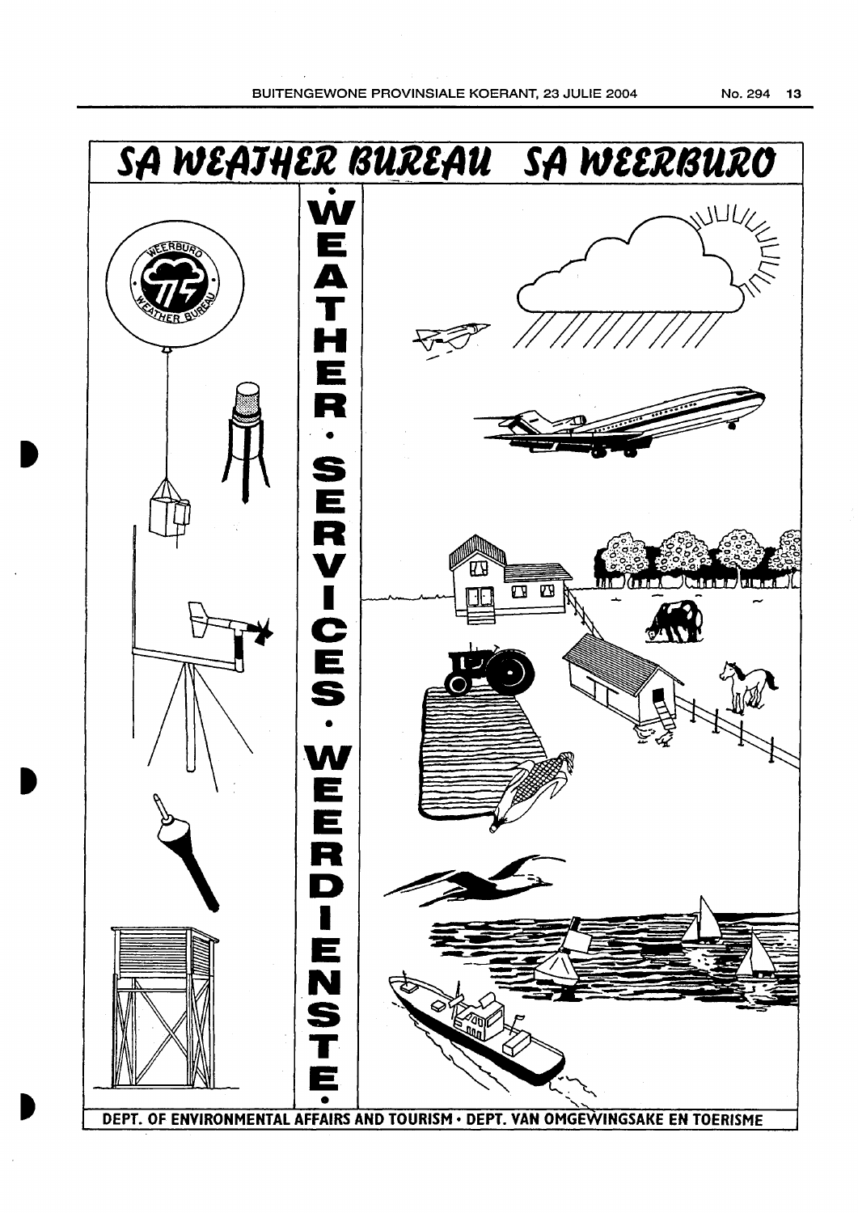# SA WEATHER BUREAU SA WEERBURO

WEATHER • SERVICES • WEERDIENSTE

DEPT. OF ENVIRONMENTAL AFFAIRS AND TOURISM • DEPT. VAN OMGEWINGSAKE EN TOERISME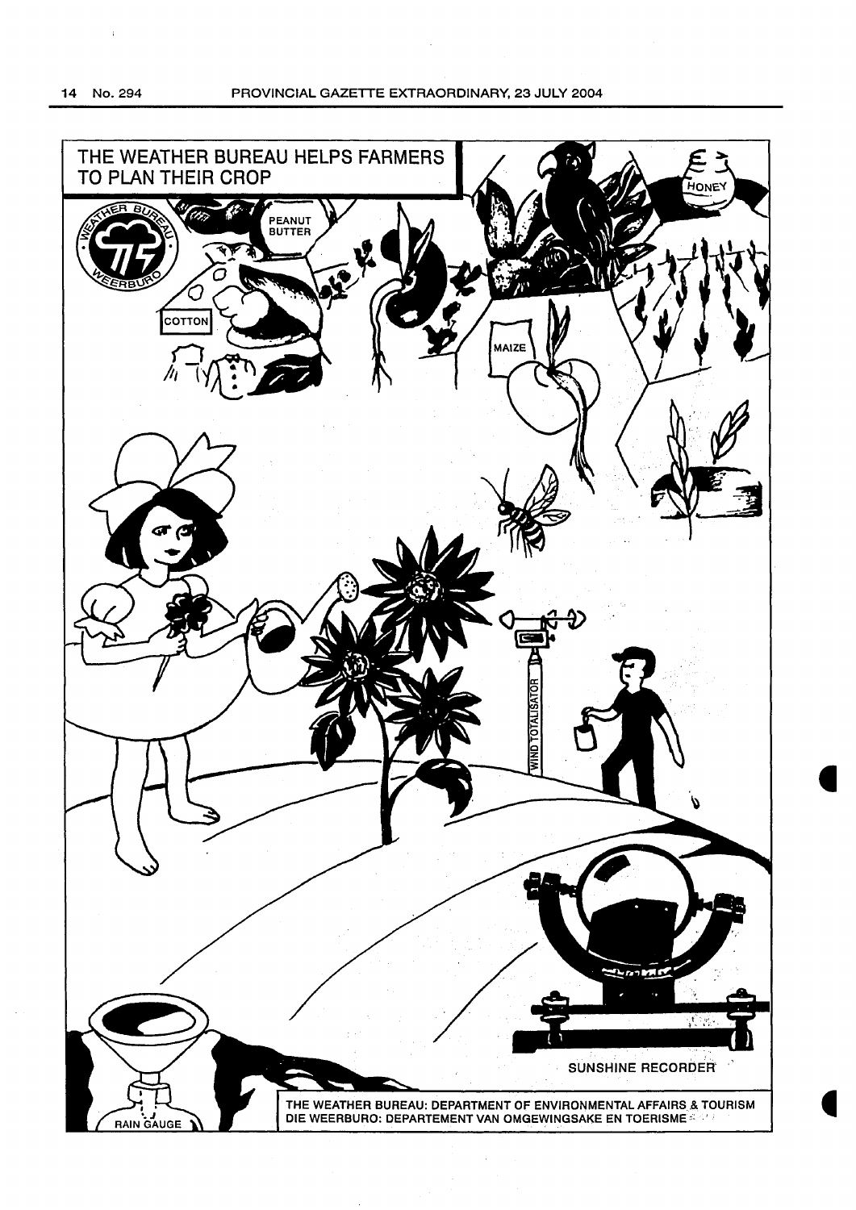THE WEATHER BUREAU HELPS FARMERS TO PLAN THEIR CROP

PEANUT BUTTER

COTTON

MAIZE

HONEY

WIND TOTALISATOR

SUNSHINE RECORDER

RAIN GAUGE

THE WEATHER BUREAU: DEPARTMENT OF ENVIRONMENTAL AFFAIRS & TOURISM
DIE WEERBURO: DEPARTEMENT VAN OMGEWINGSAKE EN TOERISME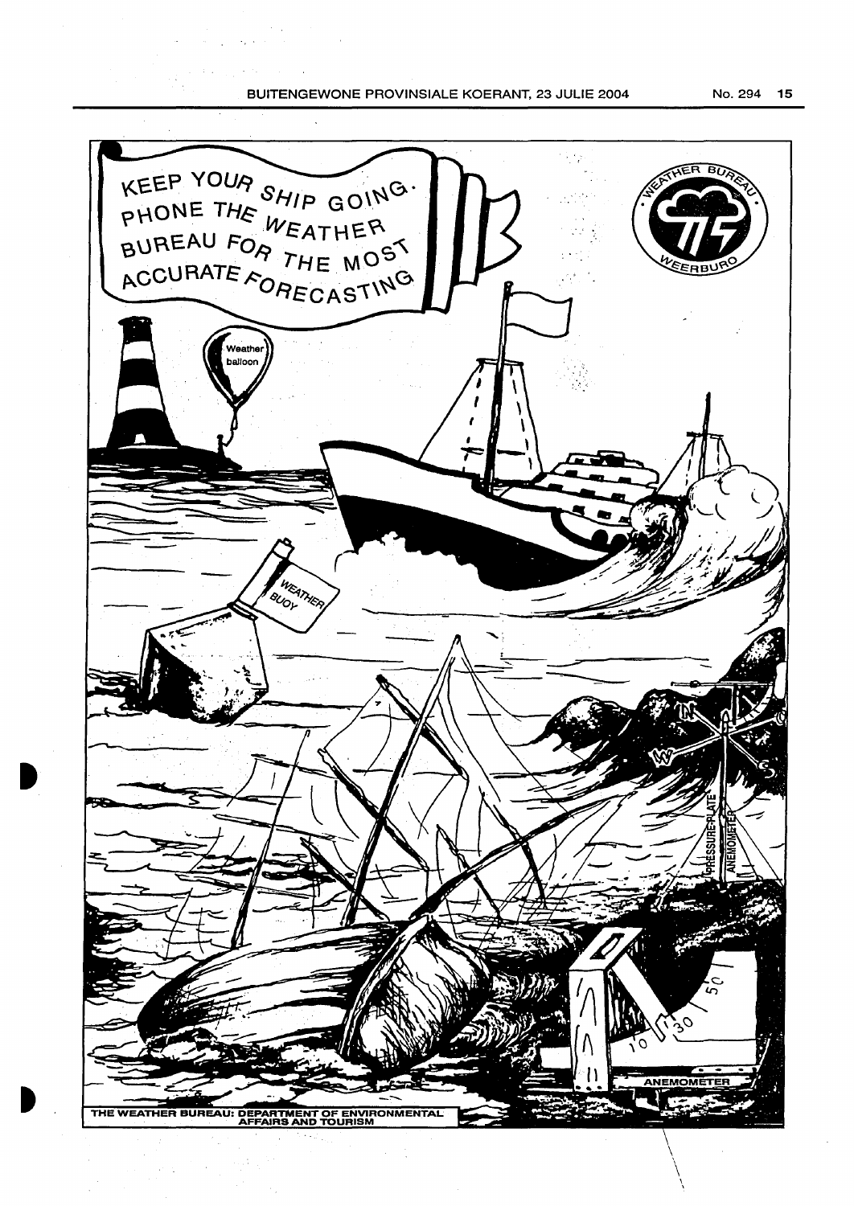KEEP YOUR SHIP GOING. PHONE THE WEATHER BUREAU FOR THE MOST ACCURATE FORECASTING

WEATHER BUREAU · WEERBURO

Weather balloon

WEATHER BUOY

PRESSURE-PLATE

ANEMOMETER

ANEMOMETER

THE WEATHER BUREAU: DEPARTMENT OF ENVIRONMENTAL AFFAIRS AND TOURISM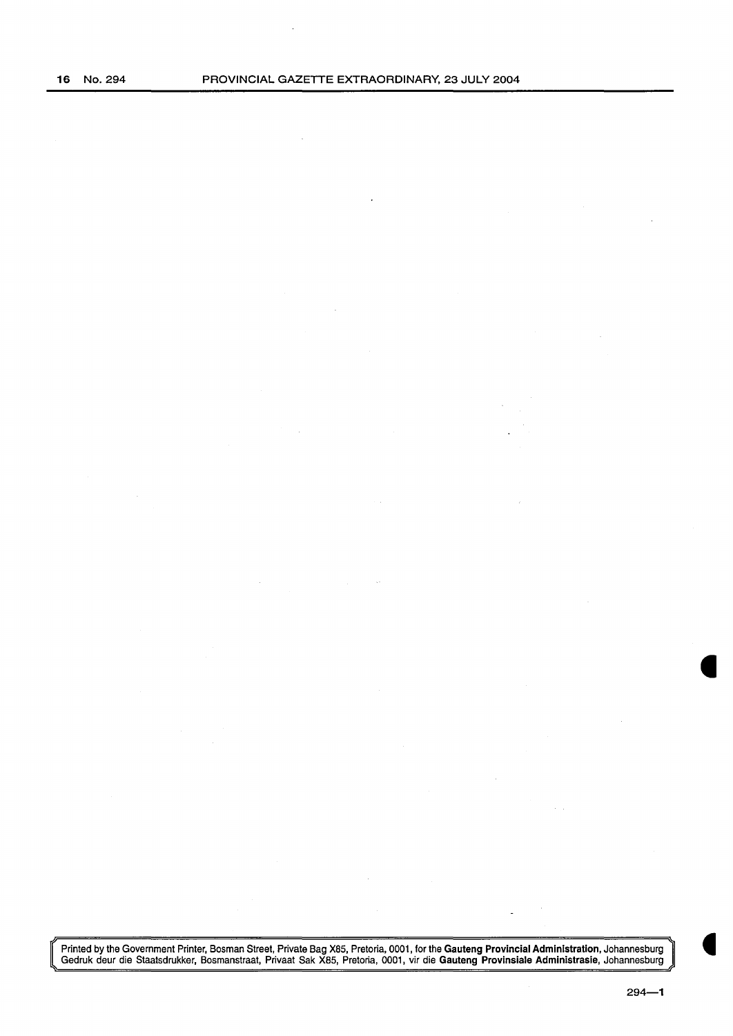Printed by the Government Printer, Bosman Street, Private Bag X85, Pretoria, 0001, for the **Gauteng Provincial Administration**, Johannesburg
Gedruk deur die Staatsdrukker, Bosmanstraat, Privaat Sak X85, Pretoria, 0001, vir die **Gauteng Provinsiale Administrasie**, Johannesburg

294—1